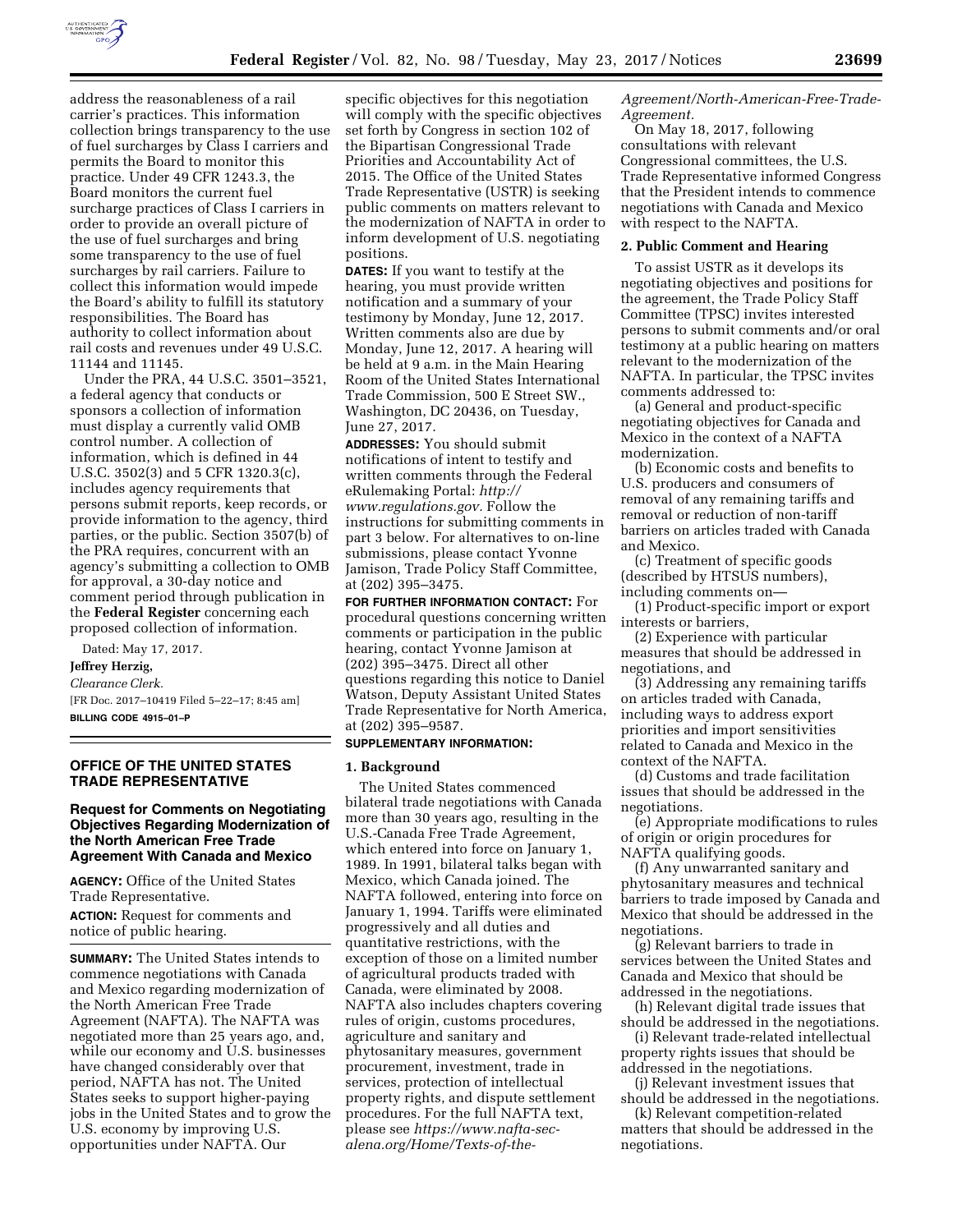address the reasonableness of a rail carrier's practices. This information collection brings transparency to the use of fuel surcharges by Class I carriers and permits the Board to monitor this practice. Under 49 CFR 1243.3, the Board monitors the current fuel surcharge practices of Class I carriers in order to provide an overall picture of the use of fuel surcharges and bring some transparency to the use of fuel surcharges by rail carriers. Failure to collect this information would impede the Board's ability to fulfill its statutory responsibilities. The Board has authority to collect information about rail costs and revenues under 49 U.S.C. 11144 and 11145.

Under the PRA, 44 U.S.C. 3501–3521, a federal agency that conducts or sponsors a collection of information must display a currently valid OMB control number. A collection of information, which is defined in 44 U.S.C. 3502(3) and 5 CFR 1320.3(c), includes agency requirements that persons submit reports, keep records, or provide information to the agency, third parties, or the public. Section 3507(b) of the PRA requires, concurrent with an agency's submitting a collection to OMB for approval, a 30-day notice and comment period through publication in the **Federal Register** concerning each proposed collection of information.

Dated: May 17, 2017.

**Jeffrey Herzig,**

*Clearance Clerk.*

[FR Doc. 2017–10419 Filed 5–22–17; 8:45 am]

**BILLING CODE 4915–01–P**

## OFFICE OF THE UNITED STATES TRADE REPRESENTATIVE

### Request for Comments on Negotiating Objectives Regarding Modernization of the North American Free Trade Agreement With Canada and Mexico

**AGENCY:** Office of the United States Trade Representative.

**ACTION:** Request for comments and notice of public hearing.

**SUMMARY:** The United States intends to commence negotiations with Canada and Mexico regarding modernization of the North American Free Trade Agreement (NAFTA). The NAFTA was negotiated more than 25 years ago, and, while our economy and U.S. businesses have changed considerably over that period, NAFTA has not. The United States seeks to support higher-paying jobs in the United States and to grow the U.S. economy by improving U.S. opportunities under NAFTA. Our specific objectives for this negotiation will comply with the specific objectives set forth by Congress in section 102 of the Bipartisan Congressional Trade Priorities and Accountability Act of 2015. The Office of the United States Trade Representative (USTR) is seeking public comments on matters relevant to the modernization of NAFTA in order to inform development of U.S. negotiating positions.

**DATES:** If you want to testify at the hearing, you must provide written notification and a summary of your testimony by Monday, June 12, 2017. Written comments also are due by Monday, June 12, 2017. A hearing will be held at 9 a.m. in the Main Hearing Room of the United States International Trade Commission, 500 E Street SW., Washington, DC 20436, on Tuesday, June 27, 2017.

**ADDRESSES:** You should submit notifications of intent to testify and written comments through the Federal eRulemaking Portal: *http://www.regulations.gov.* Follow the instructions for submitting comments in part 3 below. For alternatives to on-line submissions, please contact Yvonne Jamison, Trade Policy Staff Committee, at (202) 395–3475.

**FOR FURTHER INFORMATION CONTACT:** For procedural questions concerning written comments or participation in the public hearing, contact Yvonne Jamison at (202) 395–3475. Direct all other questions regarding this notice to Daniel Watson, Deputy Assistant United States Trade Representative for North America, at (202) 395–9587.

**SUPPLEMENTARY INFORMATION:**

**1. Background**

The United States commenced bilateral trade negotiations with Canada more than 30 years ago, resulting in the U.S.-Canada Free Trade Agreement, which entered into force on January 1, 1989. In 1991, bilateral talks began with Mexico, which Canada joined. The NAFTA followed, entering into force on January 1, 1994. Tariffs were eliminated progressively and all duties and quantitative restrictions, with the exception of those on a limited number of agricultural products traded with Canada, were eliminated by 2008. NAFTA also includes chapters covering rules of origin, customs procedures, agriculture and sanitary and phytosanitary measures, government procurement, investment, trade in services, protection of intellectual property rights, and dispute settlement procedures. For the full NAFTA text, please see *https://www.nafta-sec-alena.org/Home/Texts-of-the-Agreement/North-American-Free-Trade-Agreement.*

On May 18, 2017, following consultations with relevant Congressional committees, the U.S. Trade Representative informed Congress that the President intends to commence negotiations with Canada and Mexico with respect to the NAFTA.

**2. Public Comment and Hearing**

To assist USTR as it develops its negotiating objectives and positions for the agreement, the Trade Policy Staff Committee (TPSC) invites interested persons to submit comments and/or oral testimony at a public hearing on matters relevant to the modernization of the NAFTA. In particular, the TPSC invites comments addressed to:

(a) General and product-specific negotiating objectives for Canada and Mexico in the context of a NAFTA modernization.

(b) Economic costs and benefits to U.S. producers and consumers of removal of any remaining tariffs and removal or reduction of non-tariff barriers on articles traded with Canada and Mexico.

(c) Treatment of specific goods (described by HTSUS numbers), including comments on—

(1) Product-specific import or export interests or barriers,

(2) Experience with particular measures that should be addressed in negotiations, and

(3) Addressing any remaining tariffs on articles traded with Canada, including ways to address export priorities and import sensitivities related to Canada and Mexico in the context of the NAFTA.

(d) Customs and trade facilitation issues that should be addressed in the negotiations.

(e) Appropriate modifications to rules of origin or origin procedures for NAFTA qualifying goods.

(f) Any unwarranted sanitary and phytosanitary measures and technical barriers to trade imposed by Canada and Mexico that should be addressed in the negotiations.

(g) Relevant barriers to trade in services between the United States and Canada and Mexico that should be addressed in the negotiations.

(h) Relevant digital trade issues that should be addressed in the negotiations.

(i) Relevant trade-related intellectual property rights issues that should be addressed in the negotiations.

(j) Relevant investment issues that should be addressed in the negotiations.

(k) Relevant competition-related matters that should be addressed in the negotiations.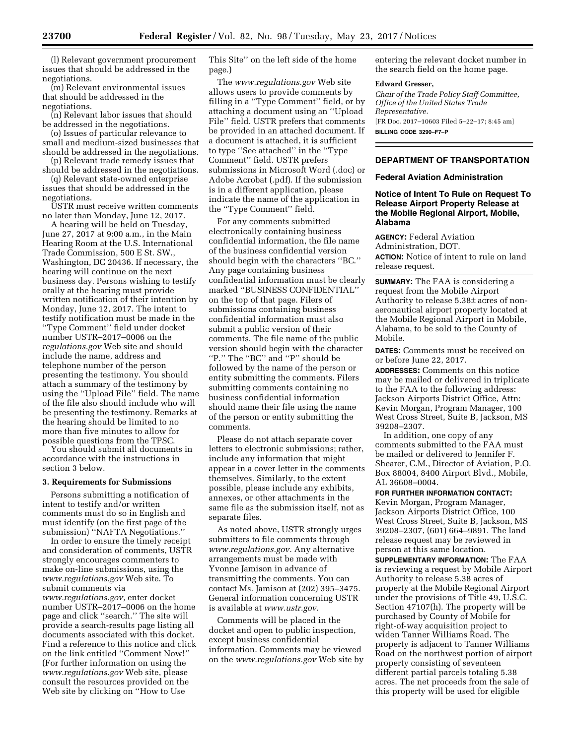(l) Relevant government procurement issues that should be addressed in the negotiations.

(m) Relevant environmental issues that should be addressed in the negotiations.

(n) Relevant labor issues that should be addressed in the negotiations.

(o) Issues of particular relevance to small and medium-sized businesses that should be addressed in the negotiations.

(p) Relevant trade remedy issues that should be addressed in the negotiations.

(q) Relevant state-owned enterprise issues that should be addressed in the negotiations.

USTR must receive written comments no later than Monday, June 12, 2017.

A hearing will be held on Tuesday, June 27, 2017 at 9:00 a.m., in the Main Hearing Room at the U.S. International Trade Commission, 500 E St. SW., Washington, DC 20436. If necessary, the hearing will continue on the next business day. Persons wishing to testify orally at the hearing must provide written notification of their intention by Monday, June 12, 2017. The intent to testify notification must be made in the ''Type Comment'' field under docket number USTR–2017–0006 on the *regulations.gov* Web site and should include the name, address and telephone number of the person presenting the testimony. You should attach a summary of the testimony by using the ''Upload File'' field. The name of the file also should include who will be presenting the testimony. Remarks at the hearing should be limited to no more than five minutes to allow for possible questions from the TPSC.

You should submit all documents in accordance with the instructions in section 3 below.

### 3. Requirements for Submissions

Persons submitting a notification of intent to testify and/or written comments must do so in English and must identify (on the first page of the submission) ''NAFTA Negotiations.''

In order to ensure the timely receipt and consideration of comments, USTR strongly encourages commenters to make on-line submissions, using the *www.regulations.gov* Web site. To submit comments via *www.regulations.gov,* enter docket number USTR–2017–0006 on the home page and click ''search.'' The site will provide a search-results page listing all documents associated with this docket. Find a reference to this notice and click on the link entitled ''Comment Now!'' (For further information on using the *www.regulations.gov* Web site, please consult the resources provided on the Web site by clicking on ''How to Use This Site'' on the left side of the home page.)

The *www.regulations.gov* Web site allows users to provide comments by filling in a ''Type Comment'' field, or by attaching a document using an ''Upload File'' field. USTR prefers that comments be provided in an attached document. If a document is attached, it is sufficient to type ''See attached'' in the ''Type Comment'' field. USTR prefers submissions in Microsoft Word (.doc) or Adobe Acrobat (.pdf). If the submission is in a different application, please indicate the name of the application in the ''Type Comment'' field.

For any comments submitted electronically containing business confidential information, the file name of the business confidential version should begin with the characters ''BC.'' Any page containing business confidential information must be clearly marked ''BUSINESS CONFIDENTIAL'' on the top of that page. Filers of submissions containing business confidential information must also submit a public version of their comments. The file name of the public version should begin with the character ''P.'' The ''BC'' and ''P'' should be followed by the name of the person or entity submitting the comments. Filers submitting comments containing no business confidential information should name their file using the name of the person or entity submitting the comments.

Please do not attach separate cover letters to electronic submissions; rather, include any information that might appear in a cover letter in the comments themselves. Similarly, to the extent possible, please include any exhibits, annexes, or other attachments in the same file as the submission itself, not as separate files.

As noted above, USTR strongly urges submitters to file comments through *www.regulations.gov.* Any alternative arrangements must be made with Yvonne Jamison in advance of transmitting the comments. You can contact Ms. Jamison at (202) 395–3475. General information concerning USTR is available at *www.ustr.gov.*

Comments will be placed in the docket and open to public inspection, except business confidential information. Comments may be viewed on the *www.regulations.gov* Web site by entering the relevant docket number in the search field on the home page.

**Edward Gresser,**

*Chair of the Trade Policy Staff Committee, Office of the United States Trade Representative.*

[FR Doc. 2017–10603 Filed 5–22–17; 8:45 am]

**BILLING CODE 3290–F7–P**

---

## DEPARTMENT OF TRANSPORTATION

### Federal Aviation Administration

### Notice of Intent To Rule on Request To Release Airport Property Release at the Mobile Regional Airport, Mobile, Alabama

**AGENCY:** Federal Aviation Administration, DOT.

**ACTION:** Notice of intent to rule on land release request.

**SUMMARY:** The FAA is considering a request from the Mobile Airport Authority to release 5.38± acres of non-aeronautical airport property located at the Mobile Regional Airport in Mobile, Alabama, to be sold to the County of Mobile.

**DATES:** Comments must be received on or before June 22, 2017.

**ADDRESSES:** Comments on this notice may be mailed or delivered in triplicate to the FAA to the following address: Jackson Airports District Office, Attn: Kevin Morgan, Program Manager, 100 West Cross Street, Suite B, Jackson, MS 39208–2307.

In addition, one copy of any comments submitted to the FAA must be mailed or delivered to Jennifer F. Shearer, C.M., Director of Aviation, P.O. Box 88004, 8400 Airport Blvd., Mobile, AL 36608–0004.

**FOR FURTHER INFORMATION CONTACT:** Kevin Morgan, Program Manager, Jackson Airports District Office, 100 West Cross Street, Suite B, Jackson, MS 39208–2307, (601) 664–9891. The land release request may be reviewed in person at this same location.

**SUPPLEMENTARY INFORMATION:** The FAA is reviewing a request by Mobile Airport Authority to release 5.38 acres of property at the Mobile Regional Airport under the provisions of Title 49, U.S.C. Section 47107(h). The property will be purchased by County of Mobile for right-of-way acquisition project to widen Tanner Williams Road. The property is adjacent to Tanner Williams Road on the northwest portion of airport property consisting of seventeen different partial parcels totaling 5.38 acres. The net proceeds from the sale of this property will be used for eligible